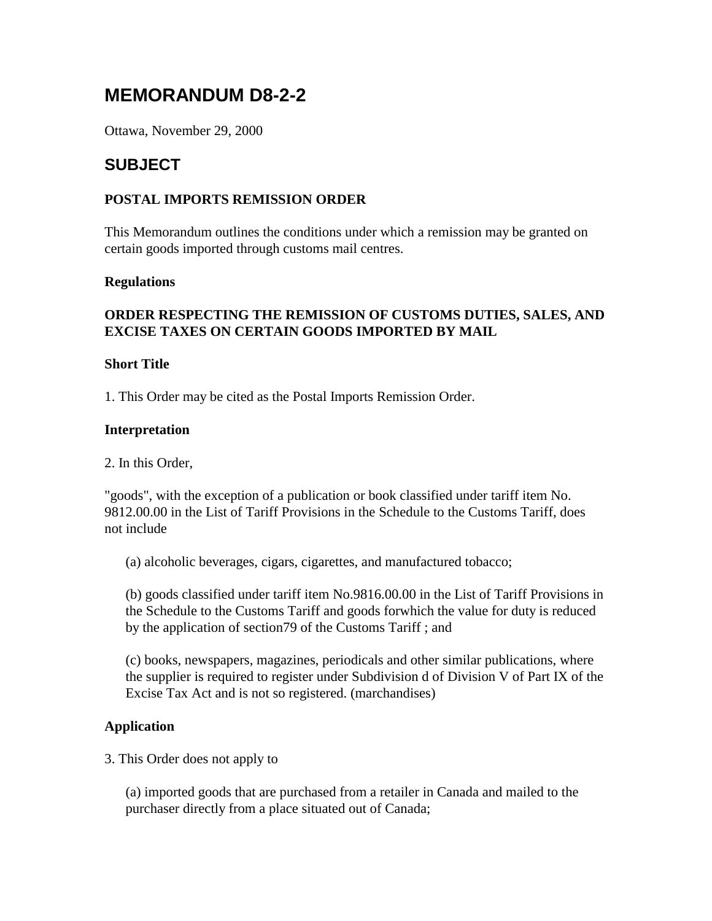# MEMORANDUM D8-2-2

Ottawa, November 29, 2000

## SUBJECT

**POSTAL IMPORTS REMISSION ORDER**

This Memorandum outlines the conditions under which a remission may be granted on certain goods imported through customs mail centres.

**Regulations**

**ORDER RESPECTING THE REMISSION OF CUSTOMS DUTIES, SALES, AND EXCISE TAXES ON CERTAIN GOODS IMPORTED BY MAIL**

**Short Title**

1. This Order may be cited as the Postal Imports Remission Order.

**Interpretation**

2. In this Order,

"goods", with the exception of a publication or book classified under tariff item No. 9812.00.00 in the List of Tariff Provisions in the Schedule to the Customs Tariff, does not include

(a) alcoholic beverages, cigars, cigarettes, and manufactured tobacco;

(b) goods classified under tariff item No.9816.00.00 in the List of Tariff Provisions in the Schedule to the Customs Tariff and goods forwhich the value for duty is reduced by the application of section79 of the Customs Tariff ; and

(c) books, newspapers, magazines, periodicals and other similar publications, where the supplier is required to register under Subdivision d of Division V of Part IX of the Excise Tax Act and is not so registered. (marchandises)

**Application**

3. This Order does not apply to

(a) imported goods that are purchased from a retailer in Canada and mailed to the purchaser directly from a place situated out of Canada;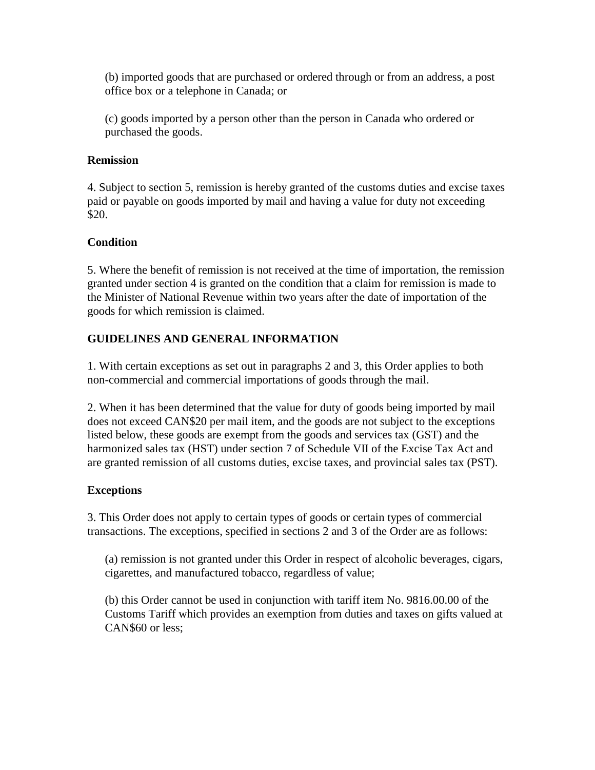(b) imported goods that are purchased or ordered through or from an address, a post office box or a telephone in Canada; or

(c) goods imported by a person other than the person in Canada who ordered or purchased the goods.

**Remission**

4. Subject to section 5, remission is hereby granted of the customs duties and excise taxes paid or payable on goods imported by mail and having a value for duty not exceeding $20.

**Condition**

5. Where the benefit of remission is not received at the time of importation, the remission granted under section 4 is granted on the condition that a claim for remission is made to the Minister of National Revenue within two years after the date of importation of the goods for which remission is claimed.

**GUIDELINES AND GENERAL INFORMATION**

1. With certain exceptions as set out in paragraphs 2 and 3, this Order applies to both non-commercial and commercial importations of goods through the mail.

2. When it has been determined that the value for duty of goods being imported by mail does not exceed CAN$20 per mail item, and the goods are not subject to the exceptions listed below, these goods are exempt from the goods and services tax (GST) and the harmonized sales tax (HST) under section 7 of Schedule VII of the Excise Tax Act and are granted remission of all customs duties, excise taxes, and provincial sales tax (PST).

**Exceptions**

3. This Order does not apply to certain types of goods or certain types of commercial transactions. The exceptions, specified in sections 2 and 3 of the Order are as follows:

(a) remission is not granted under this Order in respect of alcoholic beverages, cigars, cigarettes, and manufactured tobacco, regardless of value;

(b) this Order cannot be used in conjunction with tariff item No. 9816.00.00 of the Customs Tariff which provides an exemption from duties and taxes on gifts valued at CAN$60 or less;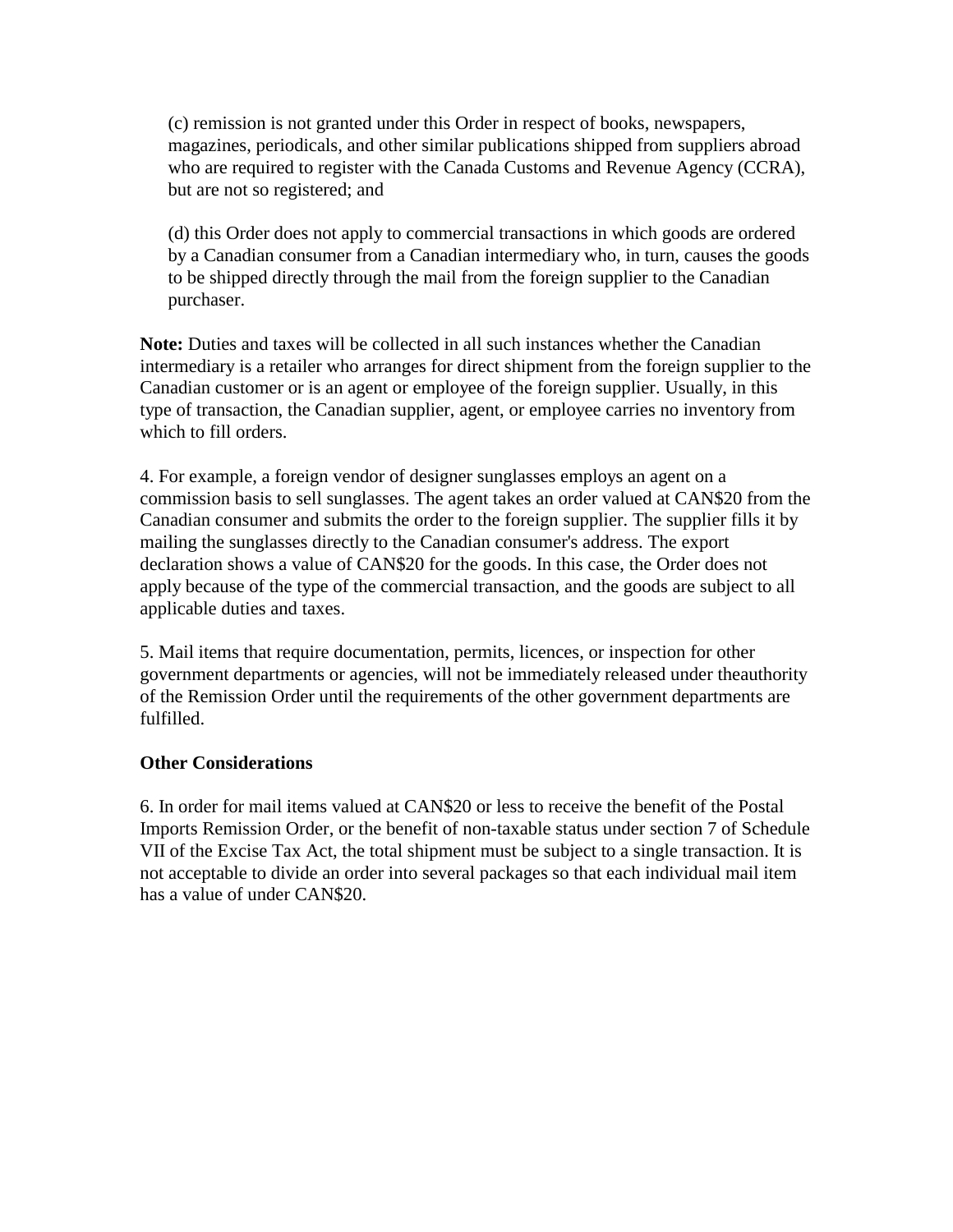(c) remission is not granted under this Order in respect of books, newspapers, magazines, periodicals, and other similar publications shipped from suppliers abroad who are required to register with the Canada Customs and Revenue Agency (CCRA), but are not so registered; and

(d) this Order does not apply to commercial transactions in which goods are ordered by a Canadian consumer from a Canadian intermediary who, in turn, causes the goods to be shipped directly through the mail from the foreign supplier to the Canadian purchaser.

**Note:** Duties and taxes will be collected in all such instances whether the Canadian intermediary is a retailer who arranges for direct shipment from the foreign supplier to the Canadian customer or is an agent or employee of the foreign supplier. Usually, in this type of transaction, the Canadian supplier, agent, or employee carries no inventory from which to fill orders.

4. For example, a foreign vendor of designer sunglasses employs an agent on a commission basis to sell sunglasses. The agent takes an order valued at CAN$20 from the Canadian consumer and submits the order to the foreign supplier. The supplier fills it by mailing the sunglasses directly to the Canadian consumer's address. The export declaration shows a value of CAN$20 for the goods. In this case, the Order does not apply because of the type of the commercial transaction, and the goods are subject to all applicable duties and taxes.

5. Mail items that require documentation, permits, licences, or inspection for other government departments or agencies, will not be immediately released under theauthority of the Remission Order until the requirements of the other government departments are fulfilled.

**Other Considerations**

6. In order for mail items valued at CAN$20 or less to receive the benefit of the Postal Imports Remission Order, or the benefit of non-taxable status under section 7 of Schedule VII of the Excise Tax Act, the total shipment must be subject to a single transaction. It is not acceptable to divide an order into several packages so that each individual mail item has a value of under CAN$20.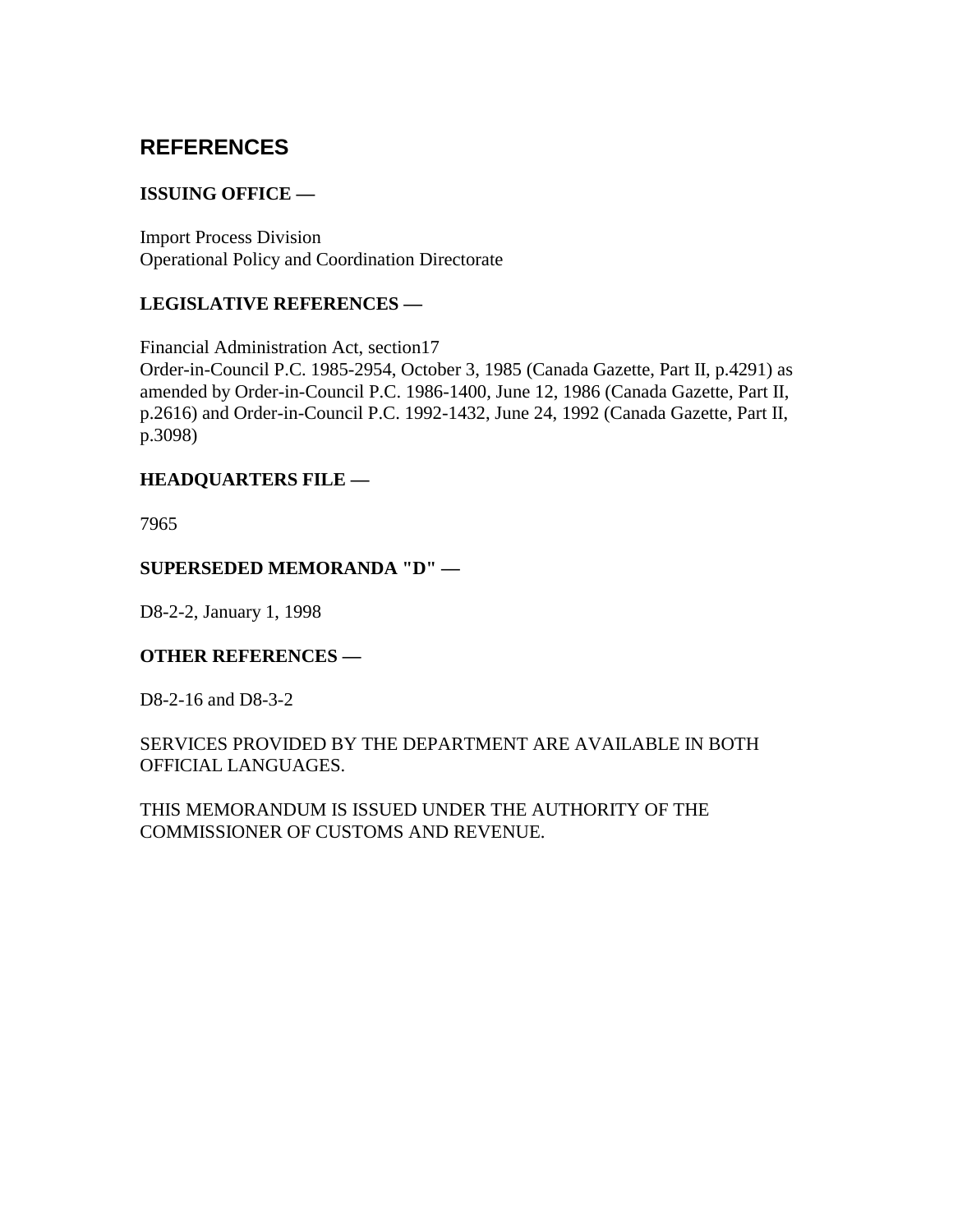## REFERENCES

**ISSUING OFFICE —**

Import Process Division
Operational Policy and Coordination Directorate

**LEGISLATIVE REFERENCES —**

Financial Administration Act, section17
Order-in-Council P.C. 1985-2954, October 3, 1985 (Canada Gazette, Part II, p.4291) as amended by Order-in-Council P.C. 1986-1400, June 12, 1986 (Canada Gazette, Part II, p.2616) and Order-in-Council P.C. 1992-1432, June 24, 1992 (Canada Gazette, Part II, p.3098)

**HEADQUARTERS FILE —**

7965

**SUPERSEDED MEMORANDA "D" —**

D8-2-2, January 1, 1998

**OTHER REFERENCES —**

D8-2-16 and D8-3-2

SERVICES PROVIDED BY THE DEPARTMENT ARE AVAILABLE IN BOTH OFFICIAL LANGUAGES.

THIS MEMORANDUM IS ISSUED UNDER THE AUTHORITY OF THE COMMISSIONER OF CUSTOMS AND REVENUE.